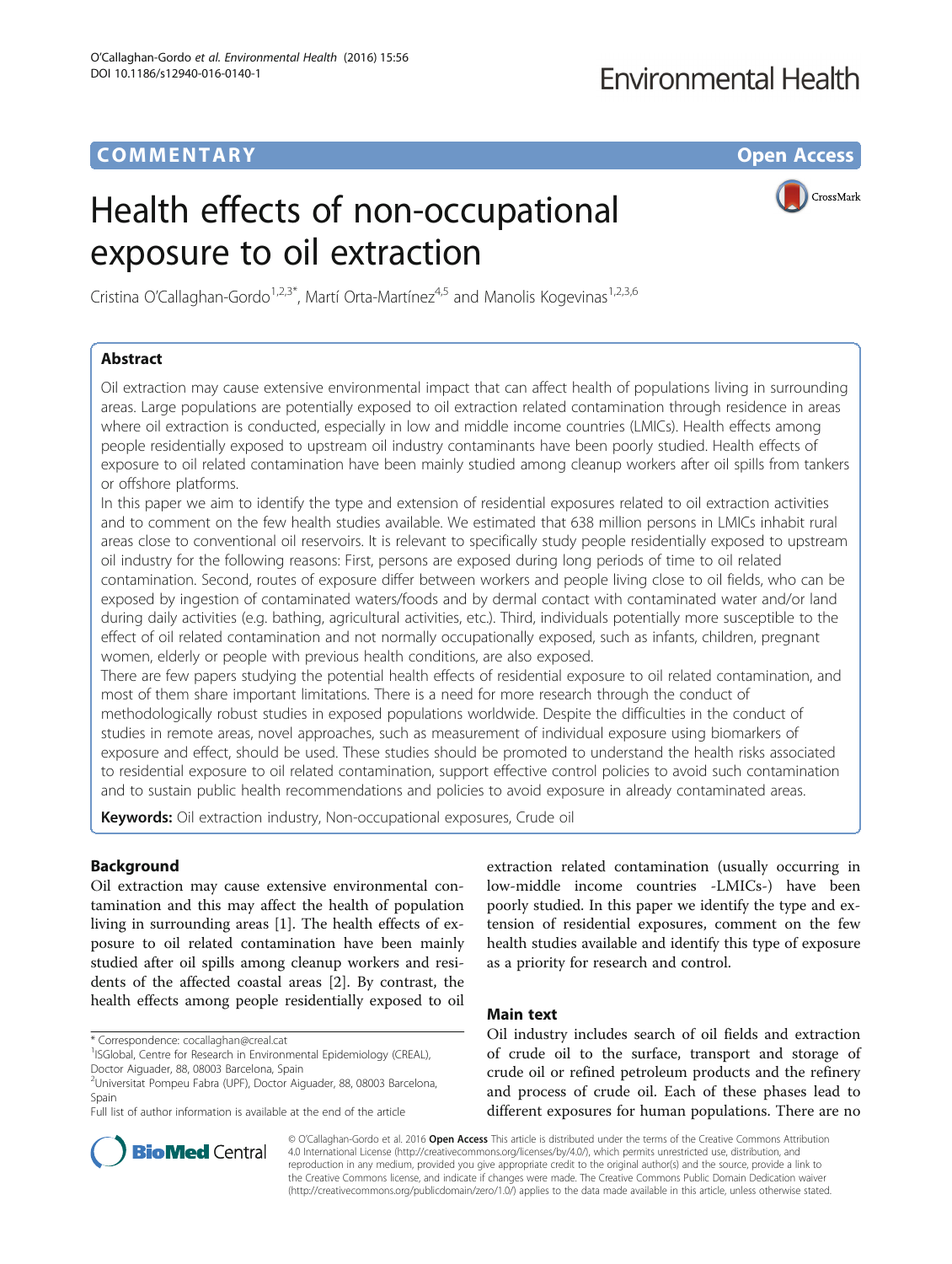COMMENTARY

# Health effects of non-occupational exposure to oil extraction

Cristina O'Callaghan-Gordo[1,2,3*], Martí Orta-Martínez[4,5] and Manolis Kogevinas[1,2,3,6]

## Abstract

Oil extraction may cause extensive environmental impact that can affect health of populations living in surrounding areas. Large populations are potentially exposed to oil extraction related contamination through residence in areas where oil extraction is conducted, especially in low and middle income countries (LMICs). Health effects among people residentially exposed to upstream oil industry contaminants have been poorly studied. Health effects of exposure to oil related contamination have been mainly studied among cleanup workers after oil spills from tankers or offshore platforms.

In this paper we aim to identify the type and extension of residential exposures related to oil extraction activities and to comment on the few health studies available. We estimated that 638 million persons in LMICs inhabit rural areas close to conventional oil reservoirs. It is relevant to specifically study people residentially exposed to upstream oil industry for the following reasons: First, persons are exposed during long periods of time to oil related contamination. Second, routes of exposure differ between workers and people living close to oil fields, who can be exposed by ingestion of contaminated waters/foods and by dermal contact with contaminated water and/or land during daily activities (e.g. bathing, agricultural activities, etc.). Third, individuals potentially more susceptible to the effect of oil related contamination and not normally occupationally exposed, such as infants, children, pregnant women, elderly or people with previous health conditions, are also exposed.

There are few papers studying the potential health effects of residential exposure to oil related contamination, and most of them share important limitations. There is a need for more research through the conduct of methodologically robust studies in exposed populations worldwide. Despite the difficulties in the conduct of studies in remote areas, novel approaches, such as measurement of individual exposure using biomarkers of exposure and effect, should be used. These studies should be promoted to understand the health risks associated to residential exposure to oil related contamination, support effective control policies to avoid such contamination and to sustain public health recommendations and policies to avoid exposure in already contaminated areas.

**Keywords:** Oil extraction industry, Non-occupational exposures, Crude oil

## Background

Oil extraction may cause extensive environmental contamination and this may affect the health of population living in surrounding areas [1]. The health effects of exposure to oil related contamination have been mainly studied after oil spills among cleanup workers and residents of the affected coastal areas [2]. By contrast, the health effects among people residentially exposed to oil extraction related contamination (usually occurring in low-middle income countries -LMICs-) have been poorly studied. In this paper we identify the type and extension of residential exposures, comment on the few health studies available and identify this type of exposure as a priority for research and control.

## Main text

Oil industry includes search of oil fields and extraction of crude oil to the surface, transport and storage of crude oil or refined petroleum products and the refinery and process of crude oil. Each of these phases lead to different exposures for human populations. There are no

\* Correspondence: cocallaghan@creal.cat
[1]ISGlobal, Centre for Research in Environmental Epidemiology (CREAL), Doctor Aiguader, 88, 08003 Barcelona, Spain
[2]Universitat Pompeu Fabra (UPF), Doctor Aiguader, 88, 08003 Barcelona, Spain
Full list of author information is available at the end of the article

© O'Callaghan-Gordo et al. 2016 **Open Access** This article is distributed under the terms of the Creative Commons Attribution 4.0 International License (http://creativecommons.org/licenses/by/4.0/), which permits unrestricted use, distribution, and reproduction in any medium, provided you give appropriate credit to the original author(s) and the source, provide a link to the Creative Commons license, and indicate if changes were made. The Creative Commons Public Domain Dedication waiver (http://creativecommons.org/publicdomain/zero/1.0/) applies to the data made available in this article, unless otherwise stated.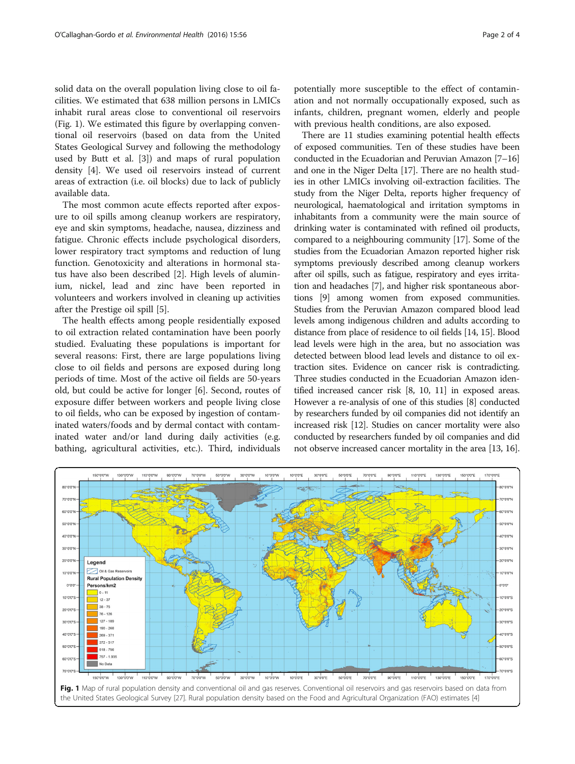solid data on the overall population living close to oil facilities. We estimated that 638 million persons in LMICs inhabit rural areas close to conventional oil reservoirs (Fig. 1). We estimated this figure by overlapping conventional oil reservoirs (based on data from the United States Geological Survey and following the methodology used by Butt et al. [3]) and maps of rural population density [4]. We used oil reservoirs instead of current areas of extraction (i.e. oil blocks) due to lack of publicly available data.

The most common acute effects reported after exposure to oil spills among cleanup workers are respiratory, eye and skin symptoms, headache, nausea, dizziness and fatigue. Chronic effects include psychological disorders, lower respiratory tract symptoms and reduction of lung function. Genotoxicity and alterations in hormonal status have also been described [2]. High levels of aluminium, nickel, lead and zinc have been reported in volunteers and workers involved in cleaning up activities after the Prestige oil spill [5].

The health effects among people residentially exposed to oil extraction related contamination have been poorly studied. Evaluating these populations is important for several reasons: First, there are large populations living close to oil fields and persons are exposed during long periods of time. Most of the active oil fields are 50-years old, but could be active for longer [6]. Second, routes of exposure differ between workers and people living close to oil fields, who can be exposed by ingestion of contaminated waters/foods and by dermal contact with contaminated water and/or land during daily activities (e.g. bathing, agricultural activities, etc.). Third, individuals potentially more susceptible to the effect of contamination and not normally occupationally exposed, such as infants, children, pregnant women, elderly and people with previous health conditions, are also exposed.

There are 11 studies examining potential health effects of exposed communities. Ten of these studies have been conducted in the Ecuadorian and Peruvian Amazon [7–16] and one in the Niger Delta [17]. There are no health studies in other LMICs involving oil-extraction facilities. The study from the Niger Delta, reports higher frequency of neurological, haematological and irritation symptoms in inhabitants from a community were the main source of drinking water is contaminated with refined oil products, compared to a neighbouring community [17]. Some of the studies from the Ecuadorian Amazon reported higher risk symptoms previously described among cleanup workers after oil spills, such as fatigue, respiratory and eyes irritation and headaches [7], and higher risk spontaneous abortions [9] among women from exposed communities. Studies from the Peruvian Amazon compared blood lead levels among indigenous children and adults according to distance from place of residence to oil fields [14, 15]. Blood lead levels were high in the area, but no association was detected between blood lead levels and distance to oil extraction sites. Evidence on cancer risk is contradicting. Three studies conducted in the Ecuadorian Amazon identified increased cancer risk [8, 10, 11] in exposed areas. However a re-analysis of one of this studies [8] conducted by researchers funded by oil companies did not identify an increased risk [12]. Studies on cancer mortality were also conducted by researchers funded by oil companies and did not observe increased cancer mortality in the area [13, 16].

**Fig. 1** Map of rural population density and conventional oil and gas reserves. Conventional oil reservoirs and gas reservoirs based on data from the United States Geological Survey [27]. Rural population density based on the Food and Agricultural Organization (FAO) estimates [4]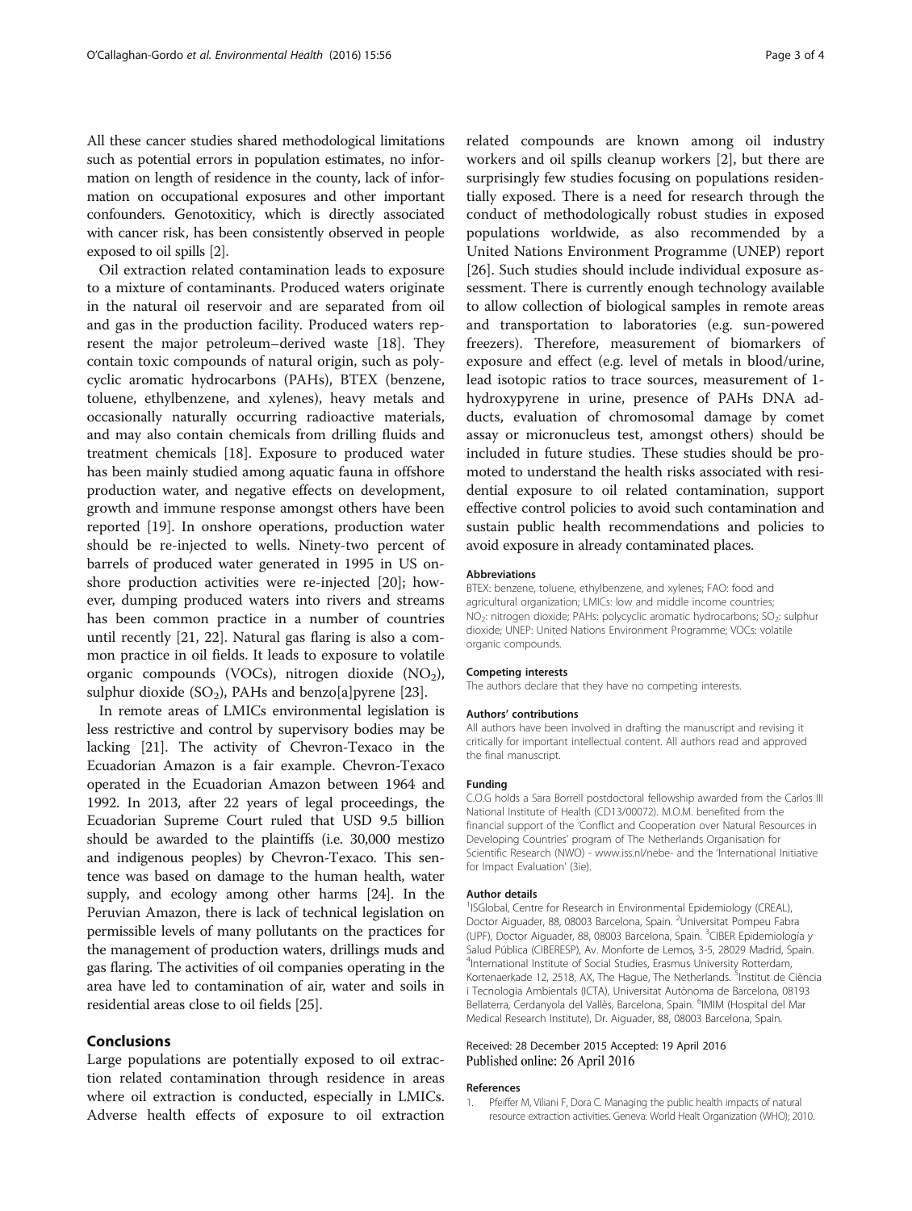All these cancer studies shared methodological limitations such as potential errors in population estimates, no information on length of residence in the county, lack of information on occupational exposures and other important confounders. Genotoxiticy, which is directly associated with cancer risk, has been consistently observed in people exposed to oil spills [2].

Oil extraction related contamination leads to exposure to a mixture of contaminants. Produced waters originate in the natural oil reservoir and are separated from oil and gas in the production facility. Produced waters represent the major petroleum–derived waste [18]. They contain toxic compounds of natural origin, such as polycyclic aromatic hydrocarbons (PAHs), BTEX (benzene, toluene, ethylbenzene, and xylenes), heavy metals and occasionally naturally occurring radioactive materials, and may also contain chemicals from drilling fluids and treatment chemicals [18]. Exposure to produced water has been mainly studied among aquatic fauna in offshore production water, and negative effects on development, growth and immune response amongst others have been reported [19]. In onshore operations, production water should be re-injected to wells. Ninety-two percent of barrels of produced water generated in 1995 in US onshore production activities were re-injected [20]; however, dumping produced waters into rivers and streams has been common practice in a number of countries until recently [21, 22]. Natural gas flaring is also a common practice in oil fields. It leads to exposure to volatile organic compounds (VOCs), nitrogen dioxide ($NO_2$), sulphur dioxide ($SO_2$), PAHs and benzo[a]pyrene [23].

In remote areas of LMICs environmental legislation is less restrictive and control by supervisory bodies may be lacking [21]. The activity of Chevron-Texaco in the Ecuadorian Amazon is a fair example. Chevron-Texaco operated in the Ecuadorian Amazon between 1964 and 1992. In 2013, after 22 years of legal proceedings, the Ecuadorian Supreme Court ruled that USD 9.5 billion should be awarded to the plaintiffs (i.e. 30,000 mestizo and indigenous peoples) by Chevron-Texaco. This sentence was based on damage to the human health, water supply, and ecology among other harms [24]. In the Peruvian Amazon, there is lack of technical legislation on permissible levels of many pollutants on the practices for the management of production waters, drillings muds and gas flaring. The activities of oil companies operating in the area have led to contamination of air, water and soils in residential areas close to oil fields [25].

## Conclusions

Large populations are potentially exposed to oil extraction related contamination through residence in areas where oil extraction is conducted, especially in LMICs. Adverse health effects of exposure to oil extraction related compounds are known among oil industry workers and oil spills cleanup workers [2], but there are surprisingly few studies focusing on populations residentially exposed. There is a need for research through the conduct of methodologically robust studies in exposed populations worldwide, as also recommended by a United Nations Environment Programme (UNEP) report [26]. Such studies should include individual exposure assessment. There is currently enough technology available to allow collection of biological samples in remote areas and transportation to laboratories (e.g. sun-powered freezers). Therefore, measurement of biomarkers of exposure and effect (e.g. level of metals in blood/urine, lead isotopic ratios to trace sources, measurement of 1-hydroxypyrene in urine, presence of PAHs DNA adducts, evaluation of chromosomal damage by comet assay or micronucleus test, amongst others) should be included in future studies. These studies should be promoted to understand the health risks associated with residential exposure to oil related contamination, support effective control policies to avoid such contamination and sustain public health recommendations and policies to avoid exposure in already contaminated places.

#### Abbreviations

BTEX: benzene, toluene, ethylbenzene, and xylenes; FAO: food and agricultural organization; LMICs: low and middle income countries; $NO_2$: nitrogen dioxide; PAHs: polycyclic aromatic hydrocarbons; $SO_2$: sulphur dioxide; UNEP: United Nations Environment Programme; VOCs: volatile organic compounds.

#### Competing interests

The authors declare that they have no competing interests.

#### Authors' contributions

All authors have been involved in drafting the manuscript and revising it critically for important intellectual content. All authors read and approved the final manuscript.

#### Funding

C.O.G holds a Sara Borrell postdoctoral fellowship awarded from the Carlos III National Institute of Health (CD13/00072). M.O.M. benefited from the financial support of the 'Conflict and Cooperation over Natural Resources in Developing Countries' program of The Netherlands Organisation for Scientific Research (NWO) - www.iss.nl/nebe- and the 'International Initiative for Impact Evaluation' (3ie).

#### Author details

[1]ISGlobal, Centre for Research in Environmental Epidemiology (CREAL), Doctor Aiguader, 88, 08003 Barcelona, Spain. [2]Universitat Pompeu Fabra (UPF), Doctor Aiguader, 88, 08003 Barcelona, Spain. [3]CIBER Epidemiología y Salud Pública (CIBERESP), Av. Monforte de Lemos, 3-5, 28029 Madrid, Spain. [4]International Institute of Social Studies, Erasmus University Rotterdam, Kortenaerkade 12, 2518, AX, The Hague, The Netherlands. [5]Institut de Ciència i Tecnologia Ambientals (ICTA), Universitat Autònoma de Barcelona, 08193 Bellaterra, Cerdanyola del Vallès, Barcelona, Spain. [6]IMIM (Hospital del Mar Medical Research Institute), Dr. Aiguader, 88, 08003 Barcelona, Spain.

Received: 28 December 2015 Accepted: 19 April 2016
Published online: 26 April 2016

#### References

1. Pfeiffer M, Viliani F, Dora C. Managing the public health impacts of natural resource extraction activities. Geneva: World Healt Organization (WHO); 2010.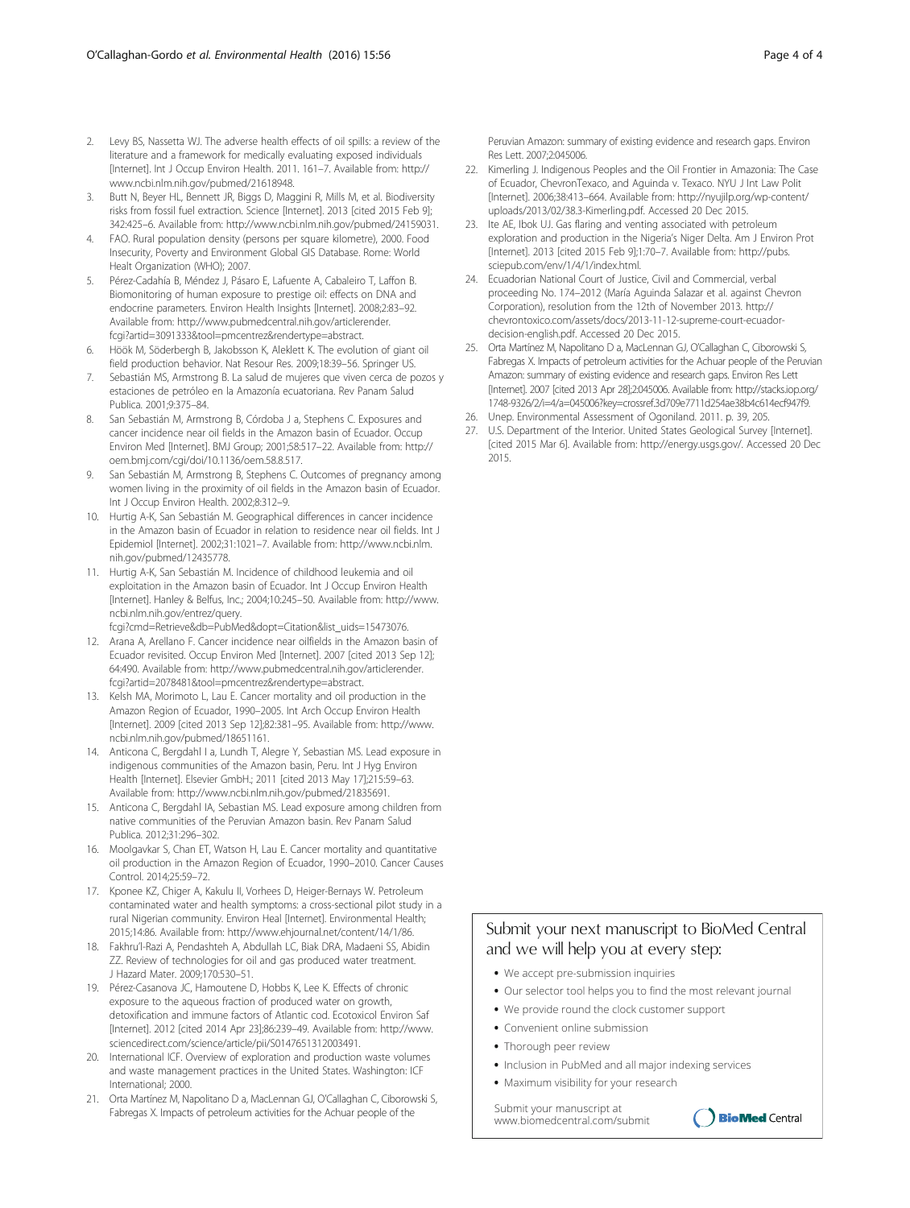2. Levy BS, Nassetta WJ. The adverse health effects of oil spills: a review of the literature and a framework for medically evaluating exposed individuals [Internet]. Int J Occup Environ Health. 2011. 161–7. Available from: http://www.ncbi.nlm.nih.gov/pubmed/21618948.
3. Butt N, Beyer HL, Bennett JR, Biggs D, Maggini R, Mills M, et al. Biodiversity risks from fossil fuel extraction. Science [Internet]. 2013 [cited 2015 Feb 9]; 342:425–6. Available from: http://www.ncbi.nlm.nih.gov/pubmed/24159031.
4. FAO. Rural population density (persons per square kilometre), 2000. Food Insecurity, Poverty and Environment Global GIS Database. Rome: World Healt Organization (WHO); 2007.
5. Pérez-Cadahía B, Méndez J, Pásaro E, Lafuente A, Cabaleiro T, Laffon B. Biomonitoring of human exposure to prestige oil: effects on DNA and endocrine parameters. Environ Health Insights [Internet]. 2008;2:83–92. Available from: http://www.pubmedcentral.nih.gov/articlerender.fcgi?artid=3091333&tool=pmcentrez&rendertype=abstract.
6. Höök M, Söderbergh B, Jakobsson K, Aleklett K. The evolution of giant oil field production behavior. Nat Resour Res. 2009;18:39–56. Springer US.
7. Sebastián MS, Armstrong B. La salud de mujeres que viven cerca de pozos y estaciones de petróleo en la Amazonía ecuatoriana. Rev Panam Salud Publica. 2001;9:375–84.
8. San Sebastián M, Armstrong B, Córdoba J a, Stephens C. Exposures and cancer incidence near oil fields in the Amazon basin of Ecuador. Occup Environ Med [Internet]. BMJ Group; 2001;58:517–22. Available from: http://oem.bmj.com/cgi/doi/10.1136/oem.58.8.517.
9. San Sebastián M, Armstrong B, Stephens C. Outcomes of pregnancy among women living in the proximity of oil fields in the Amazon basin of Ecuador. Int J Occup Environ Health. 2002;8:312–9.
10. Hurtig A-K, San Sebastián M. Geographical differences in cancer incidence in the Amazon basin of Ecuador in relation to residence near oil fields. Int J Epidemiol [Internet]. 2002;31:1021–7. Available from: http://www.ncbi.nlm.nih.gov/pubmed/12435778.
11. Hurtig A-K, San Sebastián M. Incidence of childhood leukemia and oil exploitation in the Amazon basin of Ecuador. Int J Occup Environ Health [Internet]. Hanley & Belfus, Inc.; 2004;10:245–50. Available from: http://www.ncbi.nlm.nih.gov/entrez/query.fcgi?cmd=Retrieve&db=PubMed&dopt=Citation&list_uids=15473076.
12. Arana A, Arellano F. Cancer incidence near oilfields in the Amazon basin of Ecuador revisited. Occup Environ Med [Internet]. 2007 [cited 2013 Sep 12]; 64:490. Available from: http://www.pubmedcentral.nih.gov/articlerender.fcgi?artid=2078481&tool=pmcentrez&rendertype=abstract.
13. Kelsh MA, Morimoto L, Lau E. Cancer mortality and oil production in the Amazon Region of Ecuador, 1990–2005. Int Arch Occup Environ Health [Internet]. 2009 [cited 2013 Sep 12];82:381–95. Available from: http://www.ncbi.nlm.nih.gov/pubmed/18651161.
14. Anticona C, Bergdahl I a, Lundh T, Alegre Y, Sebastian MS. Lead exposure in indigenous communities of the Amazon basin, Peru. Int J Hyg Environ Health [Internet]. Elsevier GmbH.; 2011 [cited 2013 May 17];215:59–63. Available from: http://www.ncbi.nlm.nih.gov/pubmed/21835691.
15. Anticona C, Bergdahl IA, Sebastian MS. Lead exposure among children from native communities of the Peruvian Amazon basin. Rev Panam Salud Publica. 2012;31:296–302.
16. Moolgavkar S, Chan ET, Watson H, Lau E. Cancer mortality and quantitative oil production in the Amazon Region of Ecuador, 1990–2010. Cancer Causes Control. 2014;25:59–72.
17. Kponee KZ, Chiger A, Kakulu II, Vorhees D, Heiger-Bernays W. Petroleum contaminated water and health symptoms: a cross-sectional pilot study in a rural Nigerian community. Environ Heal [Internet]. Environmental Health; 2015;14:86. Available from: http://www.ehjournal.net/content/14/1/86.
18. Fakhru'l-Razi A, Pendashteh A, Abdullah LC, Biak DRA, Madaeni SS, Abidin ZZ. Review of technologies for oil and gas produced water treatment. J Hazard Mater. 2009;170:530–51.
19. Pérez-Casanova JC, Hamoutene D, Hobbs K, Lee K. Effects of chronic exposure to the aqueous fraction of produced water on growth, detoxification and immune factors of Atlantic cod. Ecotoxicol Environ Saf [Internet]. 2012 [cited 2014 Apr 23];86:239–49. Available from: http://www.sciencedirect.com/science/article/pii/S0147651312003491.
20. International ICF. Overview of exploration and production waste volumes and waste management practices in the United States. Washington: ICF International; 2000.
21. Orta Martínez M, Napolitano D a, MacLennan GJ, O'Callaghan C, Ciborowski S, Fabregas X. Impacts of petroleum activities for the Achuar people of the Peruvian Amazon: summary of existing evidence and research gaps. Environ Res Lett. 2007;2:045006.
22. Kimerling J. Indigenous Peoples and the Oil Frontier in Amazonia: The Case of Ecuador, ChevronTexaco, and Aguinda v. Texaco. NYU J Int Law Polit [Internet]. 2006;38:413–664. Available from: http://nyujilp.org/wp-content/uploads/2013/02/38.3-Kimerling.pdf. Accessed 20 Dec 2015.
23. Ite AE, Ibok UJ. Gas flaring and venting associated with petroleum exploration and production in the Nigeria's Niger Delta. Am J Environ Prot [Internet]. 2013 [cited 2015 Feb 9];1:70–7. Available from: http://pubs.sciepub.com/env/1/4/1/index.html.
24. Ecuadorian National Court of Justice, Civil and Commercial, verbal proceeding No. 174–2012 (María Aguinda Salazar et al. against Chevron Corporation), resolution from the 12th of November 2013. http://chevrontoxico.com/assets/docs/2013-11-12-supreme-court-ecuador-decision-english.pdf. Accessed 20 Dec 2015.
25. Orta Martínez M, Napolitano D a, MacLennan GJ, O'Callaghan C, Ciborowski S, Fabregas X. Impacts of petroleum activities for the Achuar people of the Peruvian Amazon: summary of existing evidence and research gaps. Environ Res Lett [Internet]. 2007 [cited 2013 Apr 28];2:045006. Available from: http://stacks.iop.org/1748-9326/2/i=4/a=045006?key=crossref.3d709e7711d254ae38b4c614ecf947f9.
26. Unep. Environmental Assessment of Ogoniland. 2011. p. 39, 205.
27. U.S. Department of the Interior. United States Geological Survey [Internet]. [cited 2015 Mar 6]. Available from: http://energy.usgs.gov/. Accessed 20 Dec 2015.

Submit your next manuscript to BioMed Central and we will help you at every step:

- We accept pre-submission inquiries
- Our selector tool helps you to find the most relevant journal
- We provide round the clock customer support
- Convenient online submission
- Thorough peer review
- Inclusion in PubMed and all major indexing services
- Maximum visibility for your research

Submit your manuscript at www.biomedcentral.com/submit

BioMed Central